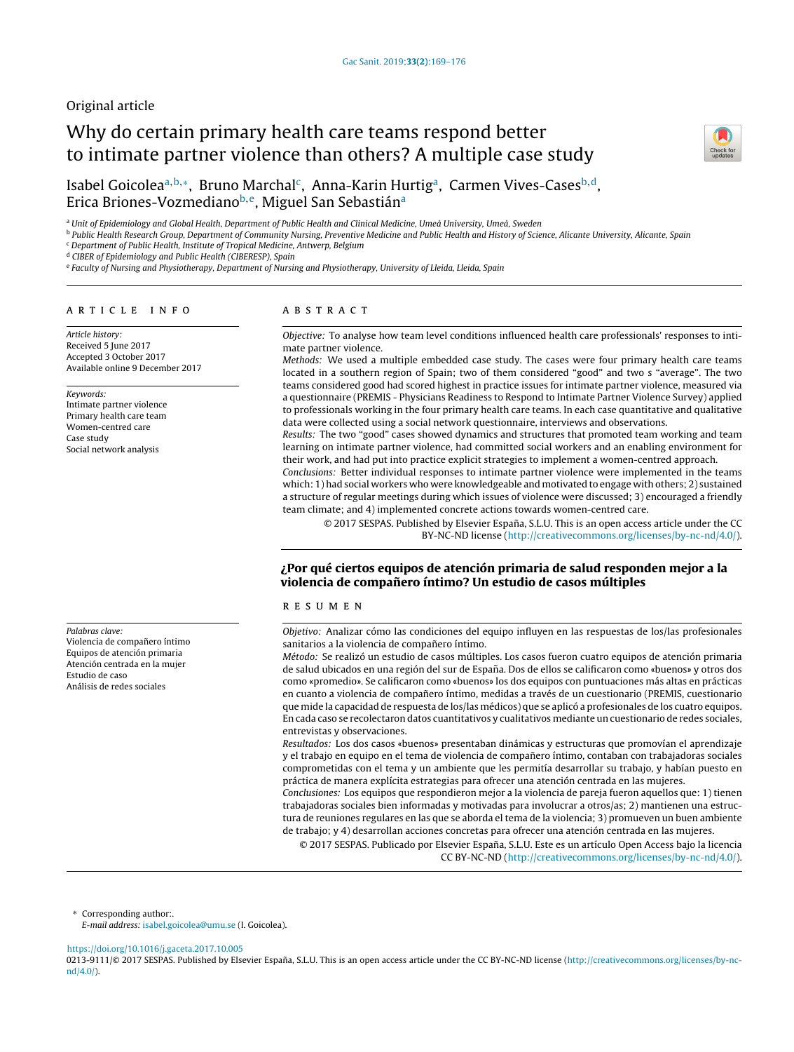Original article

# Why do certain primary health care teams respond better to intimate partner violence than others? A multiple case study

Isabel Goicolea[a,b,*], Bruno Marchal[c], Anna-Karin Hurtig[a], Carmen Vives-Cases[b,d], Erica Briones-Vozmediano[b,e], Miguel San Sebastián[a]

[a] Unit of Epidemiology and Global Health, Department of Public Health and Clinical Medicine, Umeå University, Umeå, Sweden
[b] Public Health Research Group, Department of Community Nursing, Preventive Medicine and Public Health and History of Science, Alicante University, Alicante, Spain
[c] Department of Public Health, Institute of Tropical Medicine, Antwerp, Belgium
[d] CIBER of Epidemiology and Public Health (CIBERESP), Spain
[e] Faculty of Nursing and Physiotherapy, Department of Nursing and Physiotherapy, University of Lleida, Lleida, Spain

## ARTICLE INFO

*Article history:*
Received 5 June 2017
Accepted 3 October 2017
Available online 9 December 2017

*Keywords:*
Intimate partner violence
Primary health care team
Women-centred care
Case study
Social network analysis

## ABSTRACT

*Objective:* To analyse how team level conditions influenced health care professionals' responses to intimate partner violence.

*Methods:* We used a multiple embedded case study. The cases were four primary health care teams located in a southern region of Spain; two of them considered "good" and two s "average". The two teams considered good had scored highest in practice issues for intimate partner violence, measured via a questionnaire (PREMIS - Physicians Readiness to Respond to Intimate Partner Violence Survey) applied to professionals working in the four primary health care teams. In each case quantitative and qualitative data were collected using a social network questionnaire, interviews and observations.

*Results:* The two "good" cases showed dynamics and structures that promoted team working and team learning on intimate partner violence, had committed social workers and an enabling environment for their work, and had put into practice explicit strategies to implement a women-centred approach.

*Conclusions:* Better individual responses to intimate partner violence were implemented in the teams which: 1) had social workers who were knowledgeable and motivated to engage with others; 2) sustained a structure of regular meetings during which issues of violence were discussed; 3) encouraged a friendly team climate; and 4) implemented concrete actions towards women-centred care.

© 2017 SESPAS. Published by Elsevier España, S.L.U. This is an open access article under the CC BY-NC-ND license (http://creativecommons.org/licenses/by-nc-nd/4.0/).

## ¿Por qué ciertos equipos de atención primaria de salud responden mejor a la violencia de compañero íntimo? Un estudio de casos múltiples

*Palabras clave:*
Violencia de compañero íntimo
Equipos de atención primaria
Atención centrada en la mujer
Estudio de caso
Análisis de redes sociales

## RESUMEN

*Objetivo:* Analizar cómo las condiciones del equipo influyen en las respuestas de los/las profesionales sanitarios a la violencia de compañero íntimo.

*Método:* Se realizó un estudio de casos múltiples. Los casos fueron cuatro equipos de atención primaria de salud ubicados en una región del sur de España. Dos de ellos se calificaron como «buenos» y otros dos como «promedio». Se calificaron como «buenos» los dos equipos con puntuaciones más altas en prácticas en cuanto a violencia de compañero íntimo, medidas a través de un cuestionario (PREMIS, cuestionario que mide la capacidad de respuesta de los/las médicos) que se aplicó a profesionales de los cuatro equipos. En cada caso se recolectaron datos cuantitativos y cualitativos mediante un cuestionario de redes sociales, entrevistas y observaciones.

*Resultados:* Los dos casos «buenos» presentaban dinámicas y estructuras que promovían el aprendizaje y el trabajo en equipo en el tema de violencia de compañero íntimo, contaban con trabajadoras sociales comprometidas con el tema y un ambiente que les permitía desarrollar su trabajo, y habían puesto en práctica de manera explícita estrategias para ofrecer una atención centrada en las mujeres.

*Conclusiones:* Los equipos que respondieron mejor a la violencia de pareja fueron aquellos que: 1) tienen trabajadoras sociales bien informadas y motivadas para involucrar a otros/as; 2) mantienen una estructura de reuniones regulares en las que se aborda el tema de la violencia; 3) promueven un buen ambiente de trabajo; y 4) desarrollan acciones concretas para ofrecer una atención centrada en las mujeres.

© 2017 SESPAS. Publicado por Elsevier España, S.L.U. Este es un artículo Open Access bajo la licencia CC BY-NC-ND (http://creativecommons.org/licenses/by-nc-nd/4.0/).

\* Corresponding author:.
*E-mail address:* isabel.goicolea@umu.se (I. Goicolea).

https://doi.org/10.1016/j.gaceta.2017.10.005
0213-9111/© 2017 SESPAS. Published by Elsevier España, S.L.U. This is an open access article under the CC BY-NC license (http://creativecommons.org/licenses/by-nc-nd/4.0/).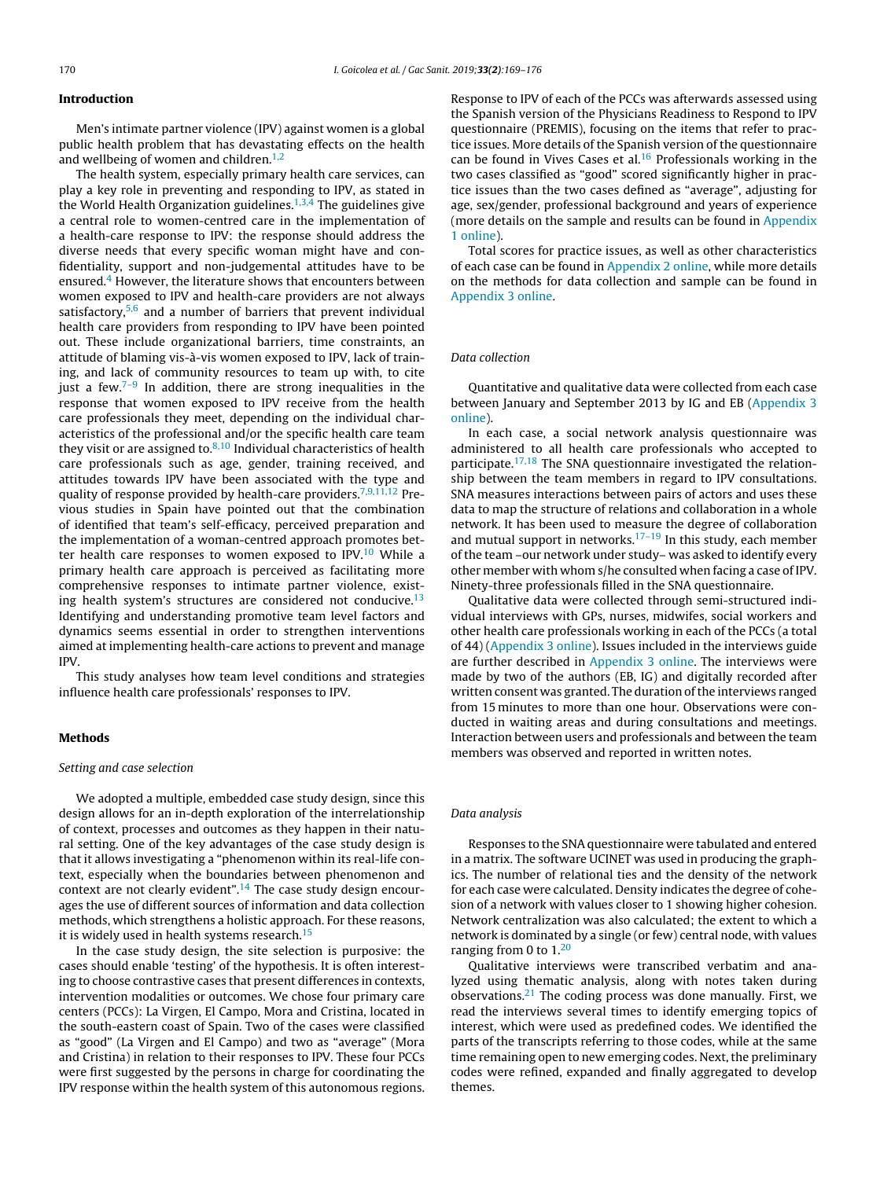## Introduction

Men's intimate partner violence (IPV) against women is a global public health problem that has devastating effects on the health and wellbeing of women and children.[1,2]

The health system, especially primary health care services, can play a key role in preventing and responding to IPV, as stated in the World Health Organization guidelines.[1,3,4] The guidelines give a central role to women-centred care in the implementation of a health-care response to IPV: the response should address the diverse needs that every specific woman might have and confidentiality, support and non-judgemental attitudes have to be ensured.[4] However, the literature shows that encounters between women exposed to IPV and health-care providers are not always satisfactory,[5,6] and a number of barriers that prevent individual health care providers from responding to IPV have been pointed out. These include organizational barriers, time constraints, an attitude of blaming vis-à-vis women exposed to IPV, lack of training, and lack of community resources to team up with, to cite just a few.[7–9] In addition, there are strong inequalities in the response that women exposed to IPV receive from the health care professionals they meet, depending on the individual characteristics of the professional and/or the specific health care team they visit or are assigned to.[8,10] Individual characteristics of health care professionals such as age, gender, training received, and attitudes towards IPV have been associated with the type and quality of response provided by health-care providers.[7,9,11,12] Previous studies in Spain have pointed out that the combination of identified that team's self-efficacy, perceived preparation and the implementation of a woman-centred approach promotes better health care responses to women exposed to IPV.[10] While a primary health care approach is perceived as facilitating more comprehensive responses to intimate partner violence, existing health system's structures are considered not conducive.[13] Identifying and understanding promotive team level factors and dynamics seems essential in order to strengthen interventions aimed at implementing health-care actions to prevent and manage IPV.

This study analyses how team level conditions and strategies influence health care professionals' responses to IPV.

## Methods

### Setting and case selection

We adopted a multiple, embedded case study design, since this design allows for an in-depth exploration of the interrelationship of context, processes and outcomes as they happen in their natural setting. One of the key advantages of the case study design is that it allows investigating a "phenomenon within its real-life context, especially when the boundaries between phenomenon and context are not clearly evident".[14] The case study design encourages the use of different sources of information and data collection methods, which strengthens a holistic approach. For these reasons, it is widely used in health systems research.[15]

In the case study design, the site selection is purposive: the cases should enable 'testing' of the hypothesis. It is often interesting to choose contrastive cases that present differences in contexts, intervention modalities or outcomes. We chose four primary care centers (PCCs): La Virgen, El Campo, Mora and Cristina, located in the south-eastern coast of Spain. Two of the cases were classified as "good" (La Virgen and El Campo) and two as "average" (Mora and Cristina) in relation to their responses to IPV. These four PCCs were first suggested by the persons in charge for coordinating the IPV response within the health system of this autonomous regions. Response to IPV of each of the PCCs was afterwards assessed using the Spanish version of the Physicians Readiness to Respond to IPV questionnaire (PREMIS), focusing on the items that refer to practice issues. More details of the Spanish version of the questionnaire can be found in Vives Cases et al.[16] Professionals working in the two cases classified as "good" scored significantly higher in practice issues than the two cases defined as "average", adjusting for age, sex/gender, professional background and years of experience (more details on the sample and results can be found in Appendix 1 online).

Total scores for practice issues, as well as other characteristics of each case can be found in Appendix 2 online, while more details on the methods for data collection and sample can be found in Appendix 3 online.

### Data collection

Quantitative and qualitative data were collected from each case between January and September 2013 by IG and EB (Appendix 3 online).

In each case, a social network analysis questionnaire was administered to all health care professionals who accepted to participate.[17,18] The SNA questionnaire investigated the relationship between the team members in regard to IPV consultations. SNA measures interactions between pairs of actors and uses these data to map the structure of relations and collaboration in a whole network. It has been used to measure the degree of collaboration and mutual support in networks.[17–19] In this study, each member of the team –our network under study– was asked to identify every other member with whom s/he consulted when facing a case of IPV. Ninety-three professionals filled in the SNA questionnaire.

Qualitative data were collected through semi-structured individual interviews with GPs, nurses, midwifes, social workers and other health care professionals working in each of the PCCs (a total of 44) (Appendix 3 online). Issues included in the interviews guide are further described in Appendix 3 online. The interviews were made by two of the authors (EB, IG) and digitally recorded after written consent was granted. The duration of the interviews ranged from 15 minutes to more than one hour. Observations were conducted in waiting areas and during consultations and meetings. Interaction between users and professionals and between the team members was observed and reported in written notes.

### Data analysis

Responses to the SNA questionnaire were tabulated and entered in a matrix. The software UCINET was used in producing the graphics. The number of relational ties and the density of the network for each case were calculated. Density indicates the degree of cohesion of a network with values closer to 1 showing higher cohesion. Network centralization was also calculated; the extent to which a network is dominated by a single (or few) central node, with values ranging from 0 to 1.[20]

Qualitative interviews were transcribed verbatim and analyzed using thematic analysis, along with notes taken during observations.[21] The coding process was done manually. First, we read the interviews several times to identify emerging topics of interest, which were used as predefined codes. We identified the parts of the transcripts referring to those codes, while at the same time remaining open to new emerging codes. Next, the preliminary codes were refined, expanded and finally aggregated to develop themes.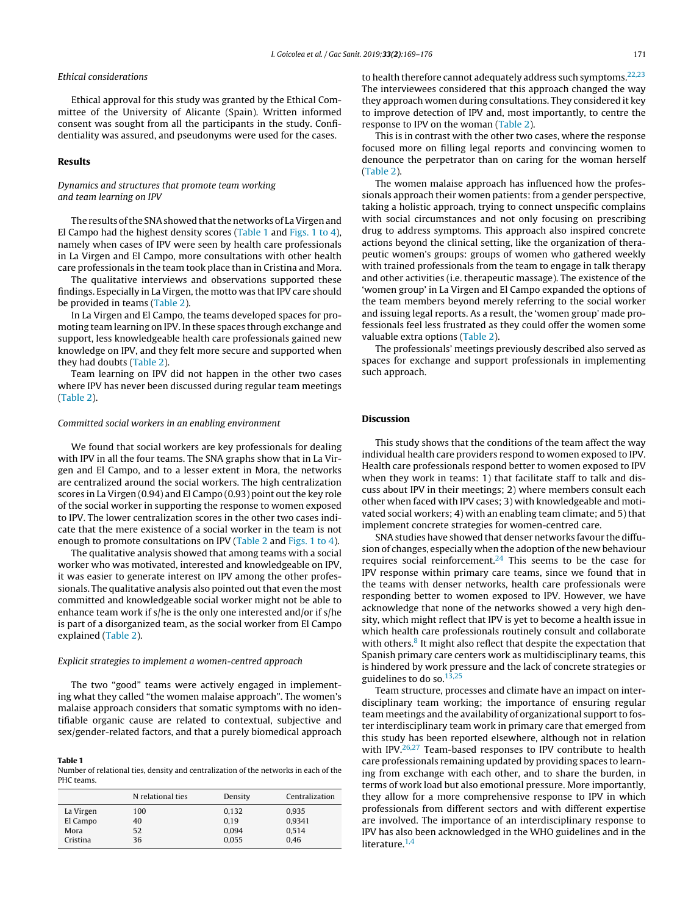*Ethical considerations*

Ethical approval for this study was granted by the Ethical Committee of the University of Alicante (Spain). Written informed consent was sought from all the participants in the study. Confidentiality was assured, and pseudonyms were used for the cases.

## Results

### *Dynamics and structures that promote team working and team learning on IPV*

The results of the SNA showed that the networks of La Virgen and El Campo had the highest density scores (Table 1 and Figs. 1 to 4), namely when cases of IPV were seen by health care professionals in La Virgen and El Campo, more consultations with other health care professionals in the team took place than in Cristina and Mora.

The qualitative interviews and observations supported these findings. Especially in La Virgen, the motto was that IPV care should be provided in teams (Table 2).

In La Virgen and El Campo, the teams developed spaces for promoting team learning on IPV. In these spaces through exchange and support, less knowledgeable health care professionals gained new knowledge on IPV, and they felt more secure and supported when they had doubts (Table 2).

Team learning on IPV did not happen in the other two cases where IPV has never been discussed during regular team meetings (Table 2).

### *Committed social workers in an enabling environment*

We found that social workers are key professionals for dealing with IPV in all the four teams. The SNA graphs show that in La Virgen and El Campo, and to a lesser extent in Mora, the networks are centralized around the social workers. The high centralization scores in La Virgen (0.94) and El Campo (0.93) point out the key role of the social worker in supporting the response to women exposed to IPV. The lower centralization scores in the other two cases indicate that the mere existence of a social worker in the team is not enough to promote consultations on IPV (Table 2 and Figs. 1 to 4).

The qualitative analysis showed that among teams with a social worker who was motivated, interested and knowledgeable on IPV, it was easier to generate interest on IPV among the other professionals. The qualitative analysis also pointed out that even the most committed and knowledgeable social worker might not be able to enhance team work if s/he is the only one interested and/or if s/he is part of a disorganized team, as the social worker from El Campo explained (Table 2).

### *Explicit strategies to implement a women-centred approach*

The two "good" teams were actively engaged in implementing what they called "the women malaise approach". The women's malaise approach considers that somatic symptoms with no identifiable organic cause are related to contextual, subjective and sex/gender-related factors, and that a purely biomedical approach to health therefore cannot adequately address such symptoms.[22,23] The interviewees considered that this approach changed the way they approach women during consultations. They considered it key to improve detection of IPV and, most importantly, to centre the response to IPV on the woman (Table 2).

This is in contrast with the other two cases, where the response focused more on filling legal reports and convincing women to denounce the perpetrator than on caring for the woman herself (Table 2).

The women malaise approach has influenced how the professionals approach their women patients: from a gender perspective, taking a holistic approach, trying to connect unspecific complains with social circumstances and not only focusing on prescribing drug to address symptoms. This approach also inspired concrete actions beyond the clinical setting, like the organization of therapeutic women's groups: groups of women who gathered weekly with trained professionals from the team to engage in talk therapy and other activities (i.e. therapeutic massage). The existence of the 'women group' in La Virgen and El Campo expanded the options of the team members beyond merely referring to the social worker and issuing legal reports. As a result, the 'women group' made professionals feel less frustrated as they could offer the women some valuable extra options (Table 2).

The professionals' meetings previously described also served as spaces for exchange and support professionals in implementing such approach.

**Table 1**
Number of relational ties, density and centralization of the networks in each of the PHC teams.

| | N relational ties | Density | Centralization |
|---|---|---|---|
| La Virgen | 100 | 0,132 | 0,935 |
| El Campo | 40 | 0,19 | 0,9341 |
| Mora | 52 | 0,094 | 0,514 |
| Cristina | 36 | 0,055 | 0,46 |

## Discussion

This study shows that the conditions of the team affect the way individual health care providers respond to women exposed to IPV. Health care professionals respond better to women exposed to IPV when they work in teams: 1) that facilitate staff to talk and discuss about IPV in their meetings; 2) where members consult each other when faced with IPV cases; 3) with knowledgeable and motivated social workers; 4) with an enabling team climate; and 5) that implement concrete strategies for women-centred care.

SNA studies have showed that denser networks favour the diffusion of changes, especially when the adoption of the new behaviour requires social reinforcement.[24] This seems to be the case for IPV response within primary care teams, since we found that in the teams with denser networks, health care professionals were responding better to women exposed to IPV. However, we have acknowledge that none of the networks showed a very high density, which might reflect that IPV is yet to become a health issue in which health care professionals routinely consult and collaborate with others.[8] It might also reflect that despite the expectation that Spanish primary care centers work as multidisciplinary teams, this is hindered by work pressure and the lack of concrete strategies or guidelines to do so.[13,25]

Team structure, processes and climate have an impact on interdisciplinary team working; the importance of ensuring regular team meetings and the availability of organizational support to foster interdisciplinary team work in primary care that emerged from this study has been reported elsewhere, although not in relation with IPV.[26,27] Team-based responses to IPV contribute to health care professionals remaining updated by providing spaces to learning from exchange with each other, and to share the burden, in terms of work load but also emotional pressure. More importantly, they allow for a more comprehensive response to IPV in which professionals from different sectors and with different expertise are involved. The importance of an interdisciplinary response to IPV has also been acknowledged in the WHO guidelines and in the literature.[1,4]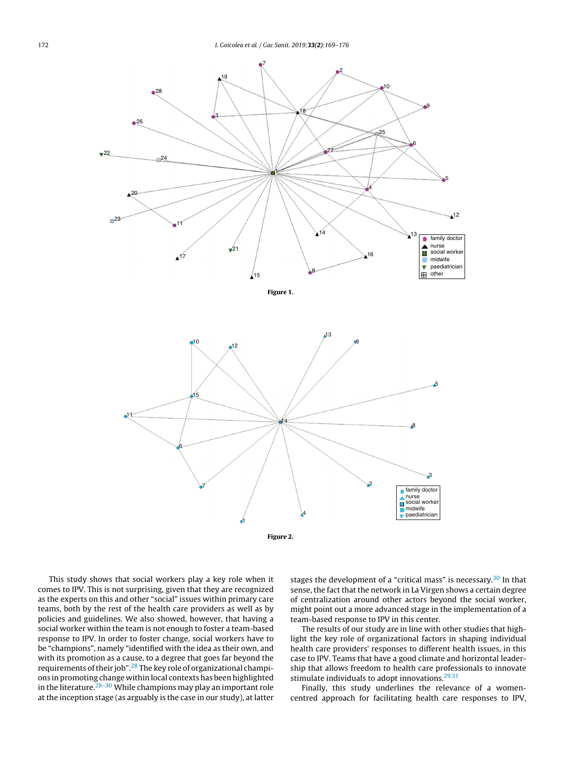Figure 1.

Figure 2.

This study shows that social workers play a key role when it comes to IPV. This is not surprising, given that they are recognized as the experts on this and other "social" issues within primary care teams, both by the rest of the health care providers as well as by policies and guidelines. We also showed, however, that having a social worker within the team is not enough to foster a team-based response to IPV. In order to foster change, social workers have to be "champions", namely "identified with the idea as their own, and with its promotion as a cause, to a degree that goes far beyond the requirements of their job".[28] The key role of organizational champions in promoting change within local contexts has been highlighted in the literature.[28–30] While champions may play an important role at the inception stage (as arguably is the case in our study), at latter stages the development of a "critical mass" is necessary.[30] In that sense, the fact that the network in La Virgen shows a certain degree of centralization around other actors beyond the social worker, might point out a more advanced stage in the implementation of a team-based response to IPV in this center.

The results of our study are in line with other studies that highlight the key role of organizational factors in shaping individual health care providers' responses to different health issues, in this case to IPV. Teams that have a good climate and horizontal leadership that allows freedom to health care professionals to innovate stimulate individuals to adopt innovations.[29,31]

Finally, this study underlines the relevance of a women-centred approach for facilitating health care responses to IPV,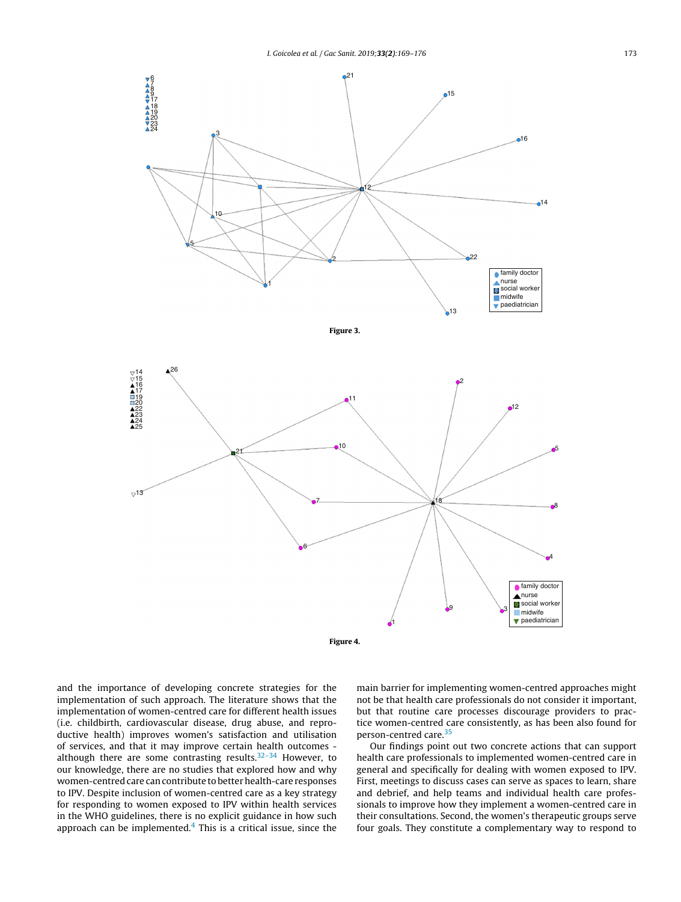Figure 3.

Figure 4.

and the importance of developing concrete strategies for the implementation of such approach. The literature shows that the implementation of women-centred care for different health issues (i.e. childbirth, cardiovascular disease, drug abuse, and reproductive health) improves women's satisfaction and utilisation of services, and that it may improve certain health outcomes - although there are some contrasting results.[32–34] However, to our knowledge, there are no studies that explored how and why women-centred care can contribute to better health-care responses to IPV. Despite inclusion of women-centred care as a key strategy for responding to women exposed to IPV within health services in the WHO guidelines, there is no explicit guidance in how such approach can be implemented.[4] This is a critical issue, since the main barrier for implementing women-centred approaches might not be that health care professionals do not consider it important, but that routine care processes discourage providers to practice women-centred care consistently, as has been also found for person-centred care.[35]

Our findings point out two concrete actions that can support health care professionals to implemented women-centred care in general and specifically for dealing with women exposed to IPV. First, meetings to discuss cases can serve as spaces to learn, share and debrief, and help teams and individual health care professionals to improve how they implement a women-centred care in their consultations. Second, the women's therapeutic groups serve four goals. They constitute a complementary way to respond to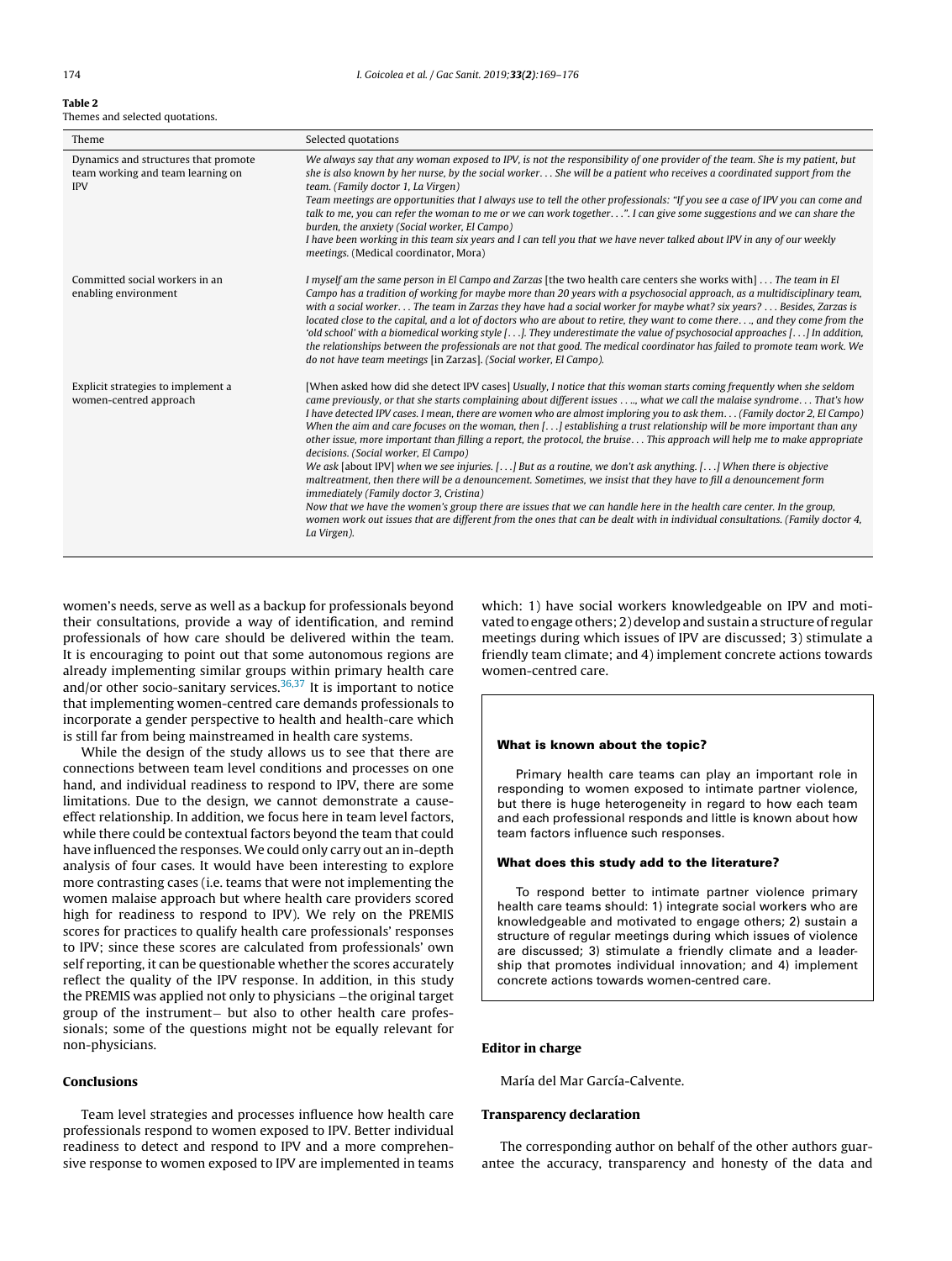**Table 2**
Themes and selected quotations.

| Theme | Selected quotations |
|---|---|
| Dynamics and structures that promote team working and team learning on IPV | *We always say that any woman exposed to IPV, is not the responsibility of one provider of the team. She is my patient, but she is also known by her nurse, by the social worker... She will be a patient who receives a coordinated support from the team. (Family doctor 1, La Virgen)* *Team meetings are opportunities that I always use to tell the other professionals: "If you see a case of IPV you can come and talk to me, you can refer the woman to me or we can work together...". I can give some suggestions and we can share the burden, the anxiety (Social worker, El Campo)* *I have been working in this team six years and I can tell you that we have never talked about IPV in any of our weekly meetings.* (Medical coordinator, Mora) |
| Committed social workers in an enabling environment | *I myself am the same person in El Campo and Zarzas* [the two health care centers she works with] *... The team in El Campo has a tradition of working for maybe more than 20 years with a psychosocial approach, as a multidisciplinary team, with a social worker... The team in Zarzas they have had a social worker for maybe what? six years? ... Besides, Zarzas is located close to the capital, and a lot of doctors who are about to retire, they want to come there..., and they come from the 'old school' with a biomedical working style [...]. They underestimate the value of psychosocial approaches [...] In addition, the relationships between the professionals are not that good. The medical coordinator has failed to promote team work. We do not have team meetings* [in Zarzas]. *(Social worker, El Campo).* |
| Explicit strategies to implement a women-centred approach | [When asked how did she detect IPV cases] *Usually, I notice that this woman starts coming frequently when she seldom came previously, or that she starts complaining about different issues ...., what we call the malaise syndrome... That's how I have detected IPV cases. I mean, there are women who are almost imploring you to ask them... (Family doctor 2, El Campo)* *When the aim and care focuses on the woman, then [...] establishing a trust relationship will be more important than any other issue, more important than filling a report, the protocol, the bruise... This approach will help me to make appropriate decisions. (Social worker, El Campo)* *We ask* [about IPV] *when we see injuries. [...] But as a routine, we don't ask anything. [...] When there is objective maltreatment, then there will be a denouncement. Sometimes, we insist that they have to fill a denouncement form immediately (Family doctor 3, Cristina)* *Now that we have the women's group there are issues that we can handle here in the health care center. In the group, women work out issues that are different from the ones that can be dealt with in individual consultations. (Family doctor 4, La Virgen).* |

women's needs, serve as well as a backup for professionals beyond their consultations, provide a way of identification, and remind professionals of how care should be delivered within the team. It is encouraging to point out that some autonomous regions are already implementing similar groups within primary health care and/or other socio-sanitary services.[36,37] It is important to notice that implementing women-centred care demands professionals to incorporate a gender perspective to health and health-care which is still far from being mainstreamed in health care systems.

While the design of the study allows us to see that there are connections between team level conditions and processes on one hand, and individual readiness to respond to IPV, there are some limitations. Due to the design, we cannot demonstrate a cause-effect relationship. In addition, we focus here in team level factors, while there could be contextual factors beyond the team that could have influenced the responses. We could only carry out an in-depth analysis of four cases. It would have been interesting to explore more contrasting cases (i.e. teams that were not implementing the women malaise approach but where health care providers scored high for readiness to respond to IPV). We rely on the PREMIS scores for practices to qualify health care professionals' responses to IPV; since these scores are calculated from professionals' own self reporting, it can be questionable whether the scores accurately reflect the quality of the IPV response. In addition, in this study the PREMIS was applied not only to physicians –the original target group of the instrument– but also to other health care professionals; some of the questions might not be equally relevant for non-physicians.

## Conclusions

Team level strategies and processes influence how health care professionals respond to women exposed to IPV. Better individual readiness to detect and respond to IPV and a more comprehensive response to women exposed to IPV are implemented in teams which: 1) have social workers knowledgeable on IPV and motivated to engage others; 2) develop and sustain a structure of regular meetings during which issues of IPV are discussed; 3) stimulate a friendly team climate; and 4) implement concrete actions towards women-centred care.

### What is known about the topic?

Primary health care teams can play an important role in responding to women exposed to intimate partner violence, but there is huge heterogeneity in regard to how each team and each professional responds and little is known about how team factors influence such responses.

### What does this study add to the literature?

To respond better to intimate partner violence primary health care teams should: 1) integrate social workers who are knowledgeable and motivated to engage others; 2) sustain a structure of regular meetings during which issues of violence are discussed; 3) stimulate a friendly climate and a leadership that promotes individual innovation; and 4) implement concrete actions towards women-centred care.

## Editor in charge

María del Mar García-Calvente.

## Transparency declaration

The corresponding author on behalf of the other authors guarantee the accuracy, transparency and honesty of the data and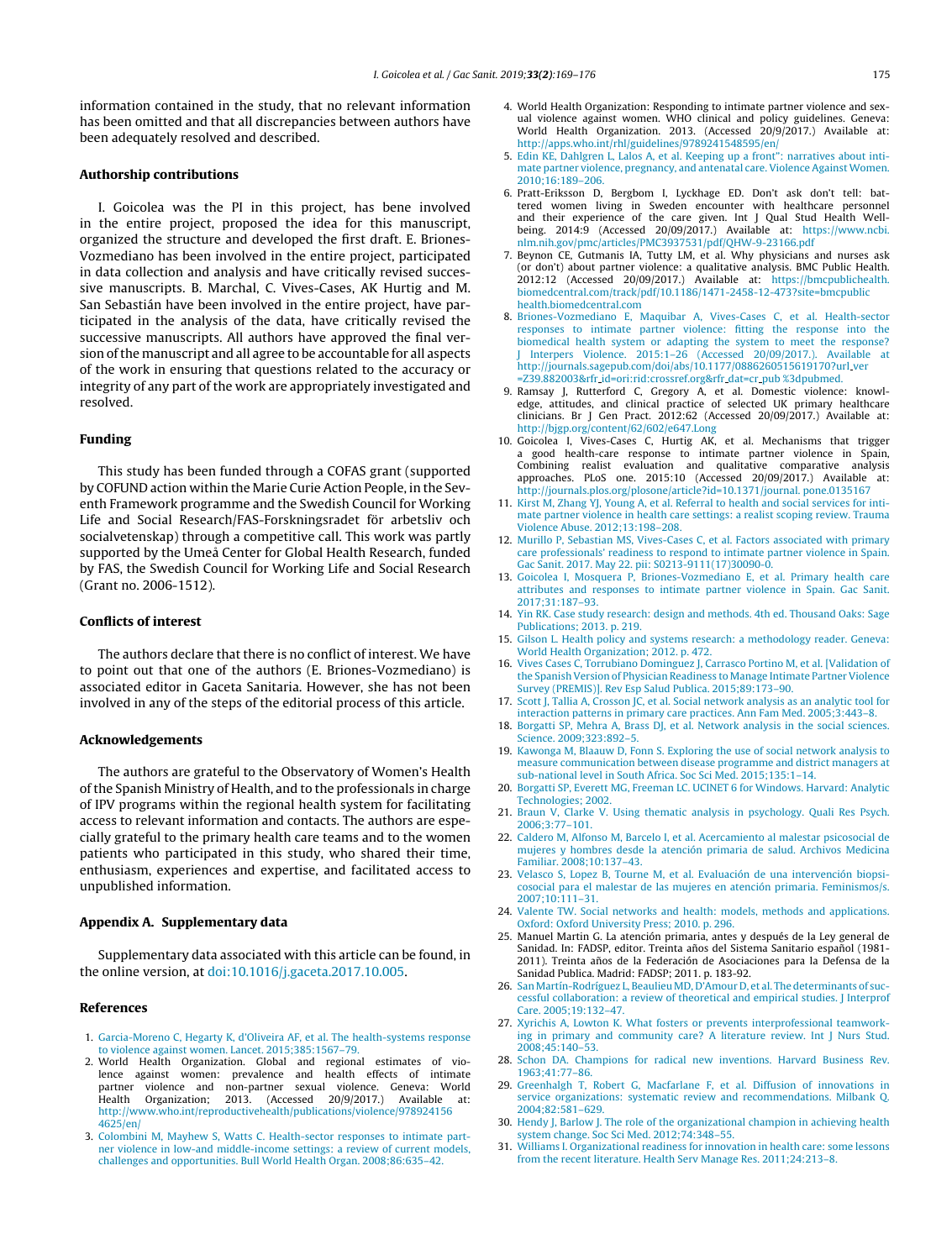information contained in the study, that no relevant information has been omitted and that all discrepancies between authors have been adequately resolved and described.

### Authorship contributions

I. Goicolea was the PI in this project, has bene involved in the entire project, proposed the idea for this manuscript, organized the structure and developed the first draft. E. Briones-Vozmediano has been involved in the entire project, participated in data collection and analysis and have critically revised successive manuscripts. B. Marchal, C. Vives-Cases, AK Hurtig and M. San Sebastián have been involved in the entire project, have participated in the analysis of the data, have critically revised the successive manuscripts. All authors have approved the final version of the manuscript and all agree to be accountable for all aspects of the work in ensuring that questions related to the accuracy or integrity of any part of the work are appropriately investigated and resolved.

### Funding

This study has been funded through a COFAS grant (supported by COFUND action within the Marie Curie Action People, in the Seventh Framework programme and the Swedish Council for Working Life and Social Research/FAS-Forskningsradet för arbetsliv och socialvetenskap) through a competitive call. This work was partly supported by the Umeå Center for Global Health Research, funded by FAS, the Swedish Council for Working Life and Social Research (Grant no. 2006-1512).

### Conflicts of interest

The authors declare that there is no conflict of interest. We have to point out that one of the authors (E. Briones-Vozmediano) is associated editor in Gaceta Sanitaria. However, she has not been involved in any of the steps of the editorial process of this article.

### Acknowledgements

The authors are grateful to the Observatory of Women's Health of the Spanish Ministry of Health, and to the professionals in charge of IPV programs within the regional health system for facilitating access to relevant information and contacts. The authors are especially grateful to the primary health care teams and to the women patients who participated in this study, who shared their time, enthusiasm, experiences and expertise, and facilitated access to unpublished information.

### Appendix A. Supplementary data

Supplementary data associated with this article can be found, in the online version, at doi:10.1016/j.gaceta.2017.10.005.

### References

1. Garcia-Moreno C, Hegarty K, d'Oliveira AF, et al. The health-systems response to violence against women. Lancet. 2015;385:1567–79.
2. World Health Organization. Global and regional estimates of violence against women: prevalence and health effects of intimate partner violence and non-partner sexual violence. Geneva: World Health Organization; 2013. (Accessed 20/9/2017.) Available at: http://www.who.int/reproductivehealth/publications/violence/9789241564625/en/
3. Colombini M, Mayhew S, Watts C. Health-sector responses to intimate partner violence in low-and middle-income settings: a review of current models, challenges and opportunities. Bull World Health Organ. 2008;86:635–42.
4. World Health Organization: Responding to intimate partner violence and sexual violence against women. WHO clinical and policy guidelines. Geneva: World Health Organization. 2013. (Accessed 20/9/2017.) Available at: http://apps.who.int/rhl/guidelines/9789241548595/en/
5. Edin KE, Dahlgren L, Lalos A, et al. Keeping up a front": narratives about intimate partner violence, pregnancy, and antenatal care. Violence Against Women. 2010;16:189–206.
6. Pratt-Eriksson D, Bergbom I, Lyckhage ED. Don't ask don't tell: battered women living in Sweden encounter with healthcare personnel and their experience of the care given. Int J Qual Stud Health Wellbeing. 2014:9 (Accessed 20/09/2017.) Available at: https://www.ncbi.nlm.nih.gov/pmc/articles/PMC3937531/pdf/QHW-9-23166.pdf
7. Beynon CE, Gutmanis IA, Tutty LM, et al. Why physicians and nurses ask (or don't) about partner violence: a qualitative analysis. BMC Public Health. 2012:12 (Accessed 20/09/2017.) Available at: https://bmcpublichealth.biomedcentral.com/track/pdf/10.1186/1471-2458-12-473?site=bmcpublichealth.biomedcentral.com
8. Briones-Vozmediano E, Maquibar A, Vives-Cases C, et al. Health-sector responses to intimate partner violence: fitting the response into the biomedical health system or adapting the system to meet the response? J Interpers Violence. 2015:1–26 (Accessed 20/09/2017.). Available at http://journals.sagepub.com/doi/abs/10.1177/0886260515619170?url_ver=Z39.88-2003&rfr_id=ori:rid:crossref.org&rfr_dat=cr_pub %3dpubmed.
9. Ramsay J, Rutterford C, Gregory A, et al. Domestic violence: knowledge, attitudes, and clinical practice of selected UK primary healthcare clinicians. Br J Gen Pract. 2012:62 (Accessed 20/09/2017.) Available at: http://bjgp.org/content/62/602/e647.Long
10. Goicolea I, Vives-Cases C, Hurtig AK, et al. Mechanisms that trigger a good health-care response to intimate partner violence in Spain, Combining realist evaluation and qualitative comparative analysis approaches. PLoS one. 2015:10 (Accessed 20/09/2017.) Available at: http://journals.plos.org/plosone/article?id=10.1371/journal. pone.0135167
11. Kirst M, Zhang YJ, Young A, et al. Referral to health and social services for intimate partner violence in health care settings: a realist scoping review. Trauma Violence Abuse. 2012;13:198–208.
12. Murillo P, Sebastian MS, Vives-Cases C, et al. Factors associated with primary care professionals' readiness to respond to intimate partner violence in Spain. Gac Sanit. 2017. May 22. pii: S0213-9111(17)30090-0.
13. Goicolea I, Mosquera P, Briones-Vozmediano E, et al. Primary health care attributes and responses to intimate partner violence in Spain. Gac Sanit. 2017;31:187–93.
14. Yin RK. Case study research: design and methods. 4th ed. Thousand Oaks: Sage Publications; 2013. p. 219.
15. Gilson L. Health policy and systems research: a methodology reader. Geneva: World Health Organization; 2012. p. 472.
16. Vives Cases C, Torrubiano Dominguez J, Carrasco Portino M, et al. [Validation of the Spanish Version of Physician Readiness to Manage Intimate Partner Violence Survey (PREMIS)]. Rev Esp Salud Publica. 2015;89:173–90.
17. Scott J, Tallia A, Crosson JC, et al. Social network analysis as an analytic tool for interaction patterns in primary care practices. Ann Fam Med. 2005;3:443–8.
18. Borgatti SP, Mehra A, Brass DJ, et al. Network analysis in the social sciences. Science. 2009;323:892–5.
19. Kawonga M, Blaauw D, Fonn S. Exploring the use of social network analysis to measure communication between disease programme and district managers at sub-national level in South Africa. Soc Sci Med. 2015;135:1–14.
20. Borgatti SP, Everett MG, Freeman LC. UCINET 6 for Windows. Harvard: Analytic Technologies; 2002.
21. Braun V, Clarke V. Using thematic analysis in psychology. Quali Res Psych. 2006;3:77–101.
22. Caldero M, Alfonso M, Barcelo I, et al. Acercamiento al malestar psicosocial de mujeres y hombres desde la atención primaria de salud. Archivos Medicina Familiar. 2008;10:137–43.
23. Velasco S, Lopez B, Tourne M, et al. Evaluación de una intervención biopsicosocial para el malestar de las mujeres en atención primaria. Feminismos/s. 2007;10:111–31.
24. Valente TW. Social networks and health: models, methods and applications. Oxford: Oxford University Press; 2010. p. 296.
25. Manuel Martin G. La atención primaria, antes y después de la Ley general de Sanidad. In: FADSP, editor. Treinta años del Sistema Sanitario español (1981-2011). Treinta años de la Federación de Asociaciones para la Defensa de la Sanidad Publica. Madrid: FADSP; 2011. p. 183-92.
26. San Martín-Rodríguez L, Beaulieu MD, D'Amour D, et al. The determinants of successful collaboration: a review of theoretical and empirical studies. J Interprof Care. 2005;19:132–47.
27. Xyrichis A, Lowton K. What fosters or prevents interprofessional teamworking in primary and community care? A literature review. Int J Nurs Stud. 2008;45:140–53.
28. Schon DA. Champions for radical new inventions. Harvard Business Rev. 1963;41:77–86.
29. Greenhalgh T, Robert G, Macfarlane F, et al. Diffusion of innovations in service organizations: systematic review and recommendations. Milbank Q. 2004;82:581–629.
30. Hendy J, Barlow J. The role of the organizational champion in achieving health system change. Soc Sci Med. 2012;74:348–55.
31. Williams I. Organizational readiness for innovation in health care: some lessons from the recent literature. Health Serv Manage Res. 2011;24:213–8.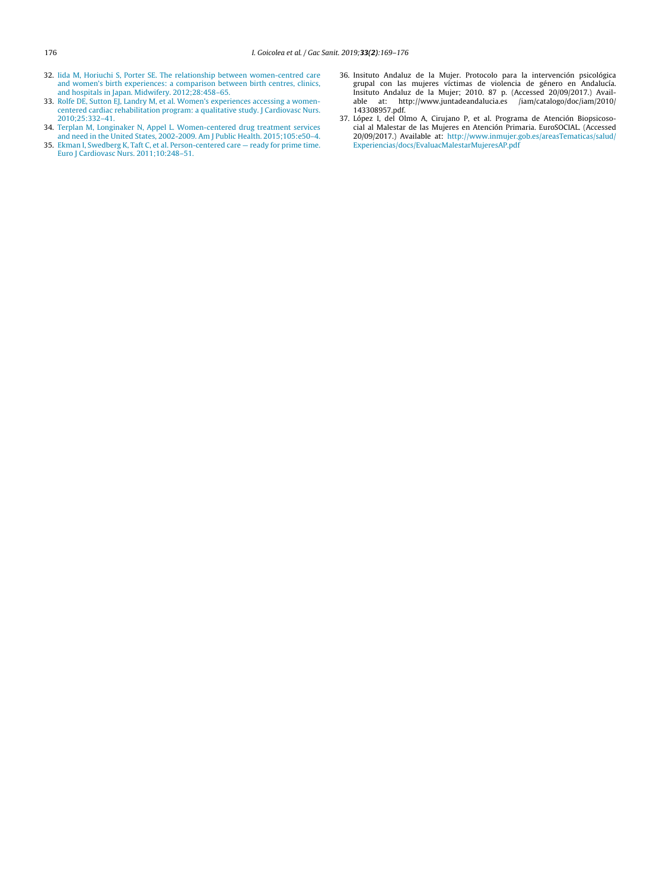32. Iida M, Horiuchi S, Porter SE. The relationship between women-centred care and women's birth experiences: a comparison between birth centres, clinics, and hospitals in Japan. Midwifery. 2012;28:458–65.
33. Rolfe DE, Sutton EJ, Landry M, et al. Women's experiences accessing a women-centered cardiac rehabilitation program: a qualitative study. J Cardiovasc Nurs. 2010;25:332–41.
34. Terplan M, Longinaker N, Appel L. Women-centered drug treatment services and need in the United States, 2002-2009. Am J Public Health. 2015;105:e50–4.
35. Ekman I, Swedberg K, Taft C, et al. Person-centered care — ready for prime time. Euro J Cardiovasc Nurs. 2011;10:248–51.
36. Insituto Andaluz de la Mujer. Protocolo para la intervención psicológica grupal con las mujeres víctimas de violencia de género en Andalucía. Insituto Andaluz de la Mujer; 2010. 87 p. (Accessed 20/09/2017.) Available at: http://www.juntadeandalucia.es /iam/catalogo/doc/iam/2010/143308957.pdf.
37. López I, del Olmo A, Cirujano P, et al. Programa de Atención Biopsicosocial al Malestar de las Mujeres en Atención Primaria. EuroSOCIAL. (Accessed 20/09/2017.) Available at: http://www.inmujer.gob.es/areasTematicas/salud/Experiencias/docs/EvaluacMalestarMujeresAP.pdf